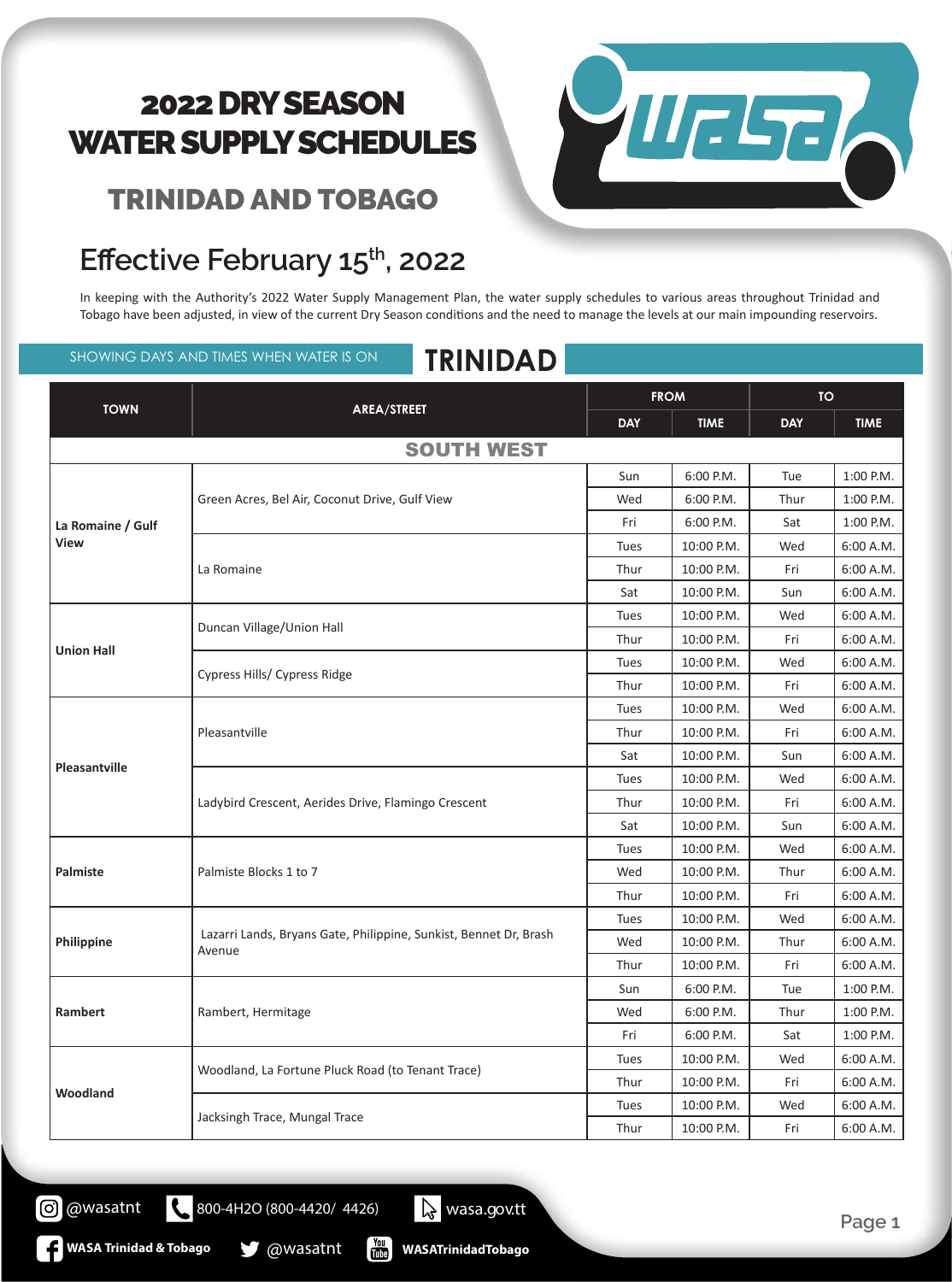# 2022 DRY SEASON WATER SUPPLY SCHEDULES

## TRINIDAD AND TOBAGO

## Effective February 15th, 2022

In keeping with the Authority's 2022 Water Supply Management Plan, the water supply schedules to various areas throughout Trinidad and Tobago have been adjusted, in view of the current Dry Season conditions and the need to manage the levels at our main impounding reservoirs.

SHOWING DAYS AND TIMES WHEN WATER IS ON

## TRINIDAD

| TOWN | AREA/STREET | FROM | | TO | |
|---|---|---|---|---|---|
| | | DAY | TIME | DAY | TIME |
| **SOUTH WEST** | | | | | |
| **La Romaine / Gulf View** | Green Acres, Bel Air, Coconut Drive, Gulf View | Sun | 6:00 P.M. | Tue | 1:00 P.M. |
| | | Wed | 6:00 P.M. | Thur | 1:00 P.M. |
| | | Fri | 6:00 P.M. | Sat | 1:00 P.M. |
| | La Romaine | Tues | 10:00 P.M. | Wed | 6:00 A.M. |
| | | Thur | 10:00 P.M. | Fri | 6:00 A.M. |
| | | Sat | 10:00 P.M. | Sun | 6:00 A.M. |
| **Union Hall** | Duncan Village/Union Hall | Tues | 10:00 P.M. | Wed | 6:00 A.M. |
| | | Thur | 10:00 P.M. | Fri | 6:00 A.M. |
| | Cypress Hills/ Cypress Ridge | Tues | 10:00 P.M. | Wed | 6:00 A.M. |
| | | Thur | 10:00 P.M. | Fri | 6:00 A.M. |
| **Pleasantville** | Pleasantville | Tues | 10:00 P.M. | Wed | 6:00 A.M. |
| | | Thur | 10:00 P.M. | Fri | 6:00 A.M. |
| | | Sat | 10:00 P.M. | Sun | 6:00 A.M. |
| | Ladybird Crescent, Aerides Drive, Flamingo Crescent | Tues | 10:00 P.M. | Wed | 6:00 A.M. |
| | | Thur | 10:00 P.M. | Fri | 6:00 A.M. |
| | | Sat | 10:00 P.M. | Sun | 6:00 A.M. |
| **Palmiste** | Palmiste Blocks 1 to 7 | Tues | 10:00 P.M. | Wed | 6:00 A.M. |
| | | Wed | 10:00 P.M. | Thur | 6:00 A.M. |
| | | Thur | 10:00 P.M. | Fri | 6:00 A.M. |
| **Philippine** | Lazarri Lands, Bryans Gate, Philippine, Sunkist, Bennet Dr, Brash Avenue | Tues | 10:00 P.M. | Wed | 6:00 A.M. |
| | | Wed | 10:00 P.M. | Thur | 6:00 A.M. |
| | | Thur | 10:00 P.M. | Fri | 6:00 A.M. |
| **Rambert** | Rambert, Hermitage | Sun | 6:00 P.M. | Tue | 1:00 P.M. |
| | | Wed | 6:00 P.M. | Thur | 1:00 P.M. |
| | | Fri | 6:00 P.M. | Sat | 1:00 P.M. |
| **Woodland** | Woodland, La Fortune Pluck Road (to Tenant Trace) | Tues | 10:00 P.M. | Wed | 6:00 A.M. |
| | | Thur | 10:00 P.M. | Fri | 6:00 A.M. |
| | Jacksingh Trace, Mungal Trace | Tues | 10:00 P.M. | Wed | 6:00 A.M. |
| | | Thur | 10:00 P.M. | Fri | 6:00 A.M. |

@wasatnt | 800-4H2O (800-4420/ 4426) | wasa.gov.tt

WASA Trinidad & Tobago | @wasatnt | WASATrinidadTobago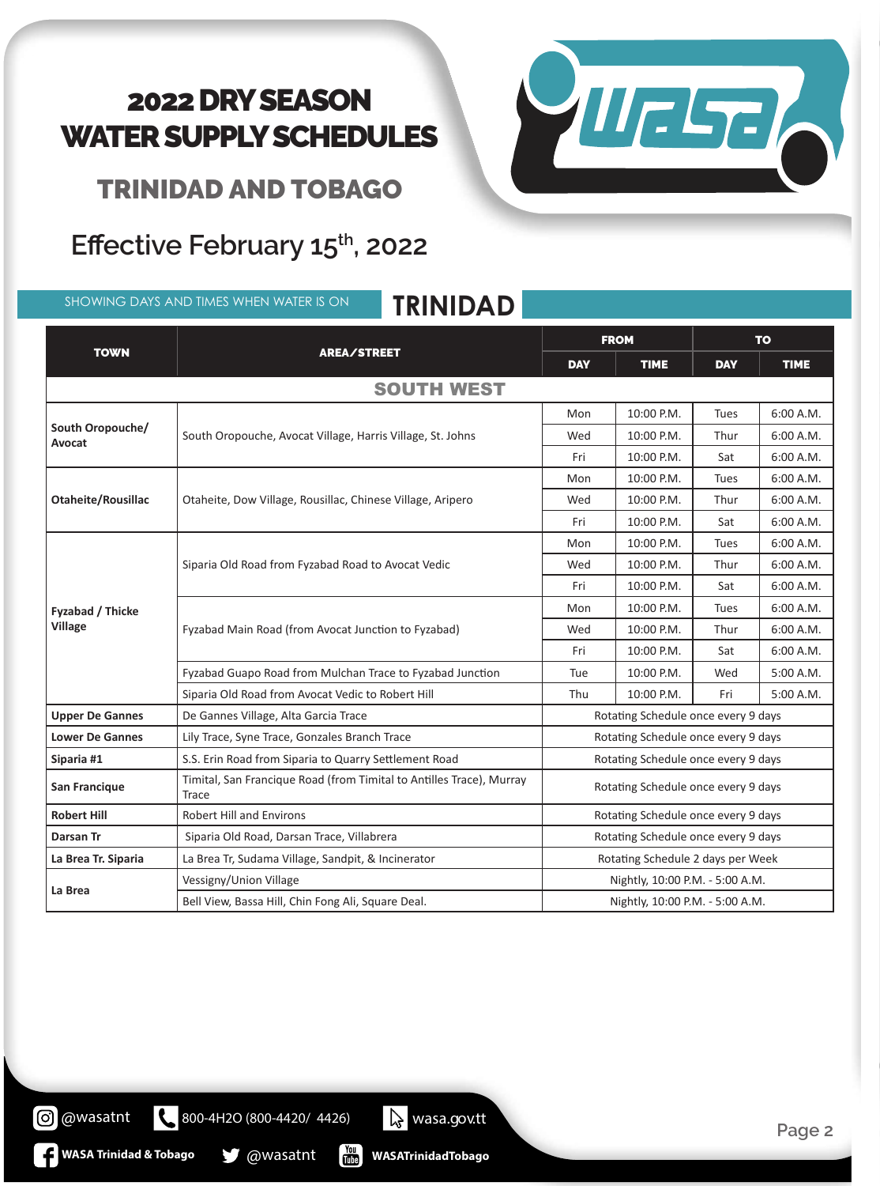# 2022 DRY SEASON WATER SUPPLY SCHEDULES

## TRINIDAD AND TOBAGO

## Effective February 15th, 2022

SHOWING DAYS AND TIMES WHEN WATER IS ON

## TRINIDAD

| TOWN | AREA/STREET | FROM | | TO | |
|---|---|---|---|---|---|
| | | DAY | TIME | DAY | TIME |
| **SOUTH WEST** | | | | | |
| **South Oropouche/ Avocat** | South Oropouche, Avocat Village, Harris Village, St. Johns | Mon | 10:00 P.M. | Tues | 6:00 A.M. |
| | | Wed | 10:00 P.M. | Thur | 6:00 A.M. |
| | | Fri | 10:00 P.M. | Sat | 6:00 A.M. |
| **Otaheite/Rousillac** | Otaheite, Dow Village, Rousillac, Chinese Village, Aripero | Mon | 10:00 P.M. | Tues | 6:00 A.M. |
| | | Wed | 10:00 P.M. | Thur | 6:00 A.M. |
| | | Fri | 10:00 P.M. | Sat | 6:00 A.M. |
| **Fyzabad / Thicke Village** | Siparia Old Road from Fyzabad Road to Avocat Vedic | Mon | 10:00 P.M. | Tues | 6:00 A.M. |
| | | Wed | 10:00 P.M. | Thur | 6:00 A.M. |
| | | Fri | 10:00 P.M. | Sat | 6:00 A.M. |
| | Fyzabad Main Road (from Avocat Junction to Fyzabad) | Mon | 10:00 P.M. | Tues | 6:00 A.M. |
| | | Wed | 10:00 P.M. | Thur | 6:00 A.M. |
| | | Fri | 10:00 P.M. | Sat | 6:00 A.M. |
| | Fyzabad Guapo Road from Mulchan Trace to Fyzabad Junction | Tue | 10:00 P.M. | Wed | 5:00 A.M. |
| | Siparia Old Road from Avocat Vedic to Robert Hill | Thu | 10:00 P.M. | Fri | 5:00 A.M. |
| **Upper De Gannes** | De Gannes Village, Alta Garcia Trace | Rotating Schedule once every 9 days | | | |
| **Lower De Gannes** | Lily Trace, Syne Trace, Gonzales Branch Trace | Rotating Schedule once every 9 days | | | |
| **Siparia #1** | S.S. Erin Road from Siparia to Quarry Settlement Road | Rotating Schedule once every 9 days | | | |
| **San Francique** | Timital, San Francique Road (from Timital to Antilles Trace), Murray Trace | Rotating Schedule once every 9 days | | | |
| **Robert Hill** | Robert Hill and Environs | Rotating Schedule once every 9 days | | | |
| **Darsan Tr** | Siparia Old Road, Darsan Trace, Villabrera | Rotating Schedule once every 9 days | | | |
| **La Brea Tr. Siparia** | La Brea Tr, Sudama Village, Sandpit, & Incinerator | Rotating Schedule 2 days per Week | | | |
| **La Brea** | Vessigny/Union Village | Nightly, 10:00 P.M. - 5:00 A.M. | | | |
| | Bell View, Bassa Hill, Chin Fong Ali, Square Deal. | Nightly, 10:00 P.M. - 5:00 A.M. | | | |

@wasatnt | 800-4H2O (800-4420/ 4426) | wasa.gov.tt

WASA Trinidad & Tobago | @wasatnt | WASATrinidadTobago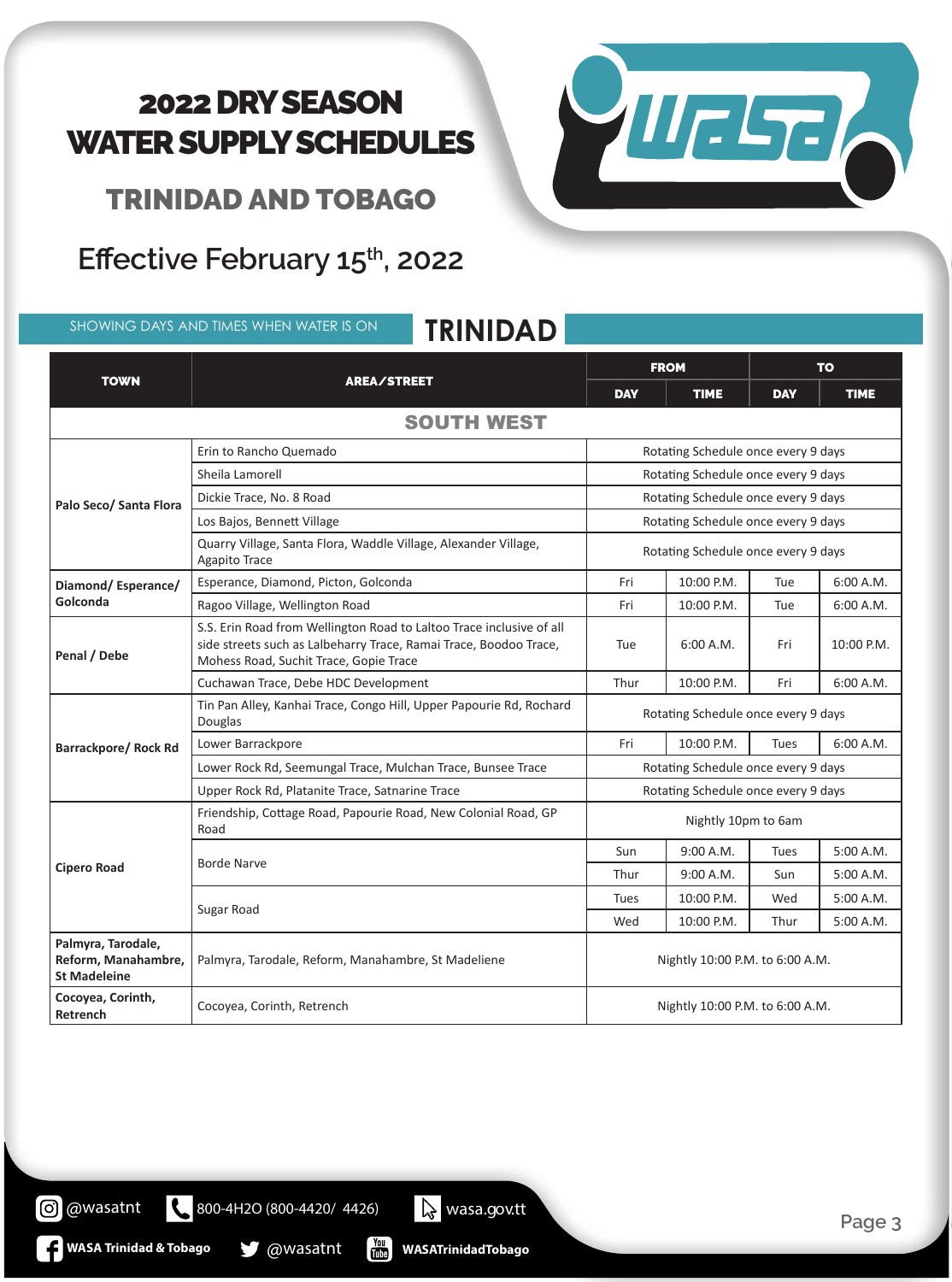# 2022 DRY SEASON WATER SUPPLY SCHEDULES

## TRINIDAD AND TOBAGO

## Effective February 15th, 2022

SHOWING DAYS AND TIMES WHEN WATER IS ON

## TRINIDAD

| TOWN | AREA/STREET | FROM | | TO | |
|---|---|---|---|---|---|
| | | DAY | TIME | DAY | TIME |
| **SOUTH WEST** | | | | | |
| Palo Seco/ Santa Flora | Erin to Rancho Quemado | Rotating Schedule once every 9 days | | | |
| | Sheila Lamorell | Rotating Schedule once every 9 days | | | |
| | Dickie Trace, No. 8 Road | Rotating Schedule once every 9 days | | | |
| | Los Bajos, Bennett Village | Rotating Schedule once every 9 days | | | |
| | Quarry Village, Santa Flora, Waddle Village, Alexander Village, Agapito Trace | Rotating Schedule once every 9 days | | | |
| Diamond/ Esperance/ Golconda | Esperance, Diamond, Picton, Golconda | Fri | 10:00 P.M. | Tue | 6:00 A.M. |
| | Ragoo Village, Wellington Road | Fri | 10:00 P.M. | Tue | 6:00 A.M. |
| Penal / Debe | S.S. Erin Road from Wellington Road to Laltoo Trace inclusive of all side streets such as Lalbeharry Trace, Ramai Trace, Boodoo Trace, Mohess Road, Suchit Trace, Gopie Trace | Tue | 6:00 A.M. | Fri | 10:00 P.M. |
| | Cuchawan Trace, Debe HDC Development | Thur | 10:00 P.M. | Fri | 6:00 A.M. |
| Barrackpore/ Rock Rd | Tin Pan Alley, Kanhai Trace, Congo Hill, Upper Papourie Rd, Rochard Douglas | Rotating Schedule once every 9 days | | | |
| | Lower Barrackpore | Fri | 10:00 P.M. | Tues | 6:00 A.M. |
| | Lower Rock Rd, Seemungal Trace, Mulchan Trace, Bunsee Trace | Rotating Schedule once every 9 days | | | |
| | Upper Rock Rd, Platanite Trace, Satnarine Trace | Rotating Schedule once every 9 days | | | |
| Cipero Road | Friendship, Cottage Road, Papourie Road, New Colonial Road, GP Road | Nightly 10pm to 6am | | | |
| | Borde Narve | Sun | 9:00 A.M. | Tues | 5:00 A.M. |
| | | Thur | 9:00 A.M. | Sun | 5:00 A.M. |
| | Sugar Road | Tues | 10:00 P.M. | Wed | 5:00 A.M. |
| | | Wed | 10:00 P.M. | Thur | 5:00 A.M. |
| Palmyra, Tarodale, Reform, Manahambre, St Madeleine | Palmyra, Tarodale, Reform, Manahambre, St Madeliene | Nightly 10:00 P.M. to 6:00 A.M. | | | |
| Cocoyea, Corinth, Retrench | Cocoyea, Corinth, Retrench | Nightly 10:00 P.M. to 6:00 A.M. | | | |

@wasatnt | 800-4H2O (800-4420/ 4426) | wasa.gov.tt

WASA Trinidad & Tobago | @wasatnt | WASATrinidadTobago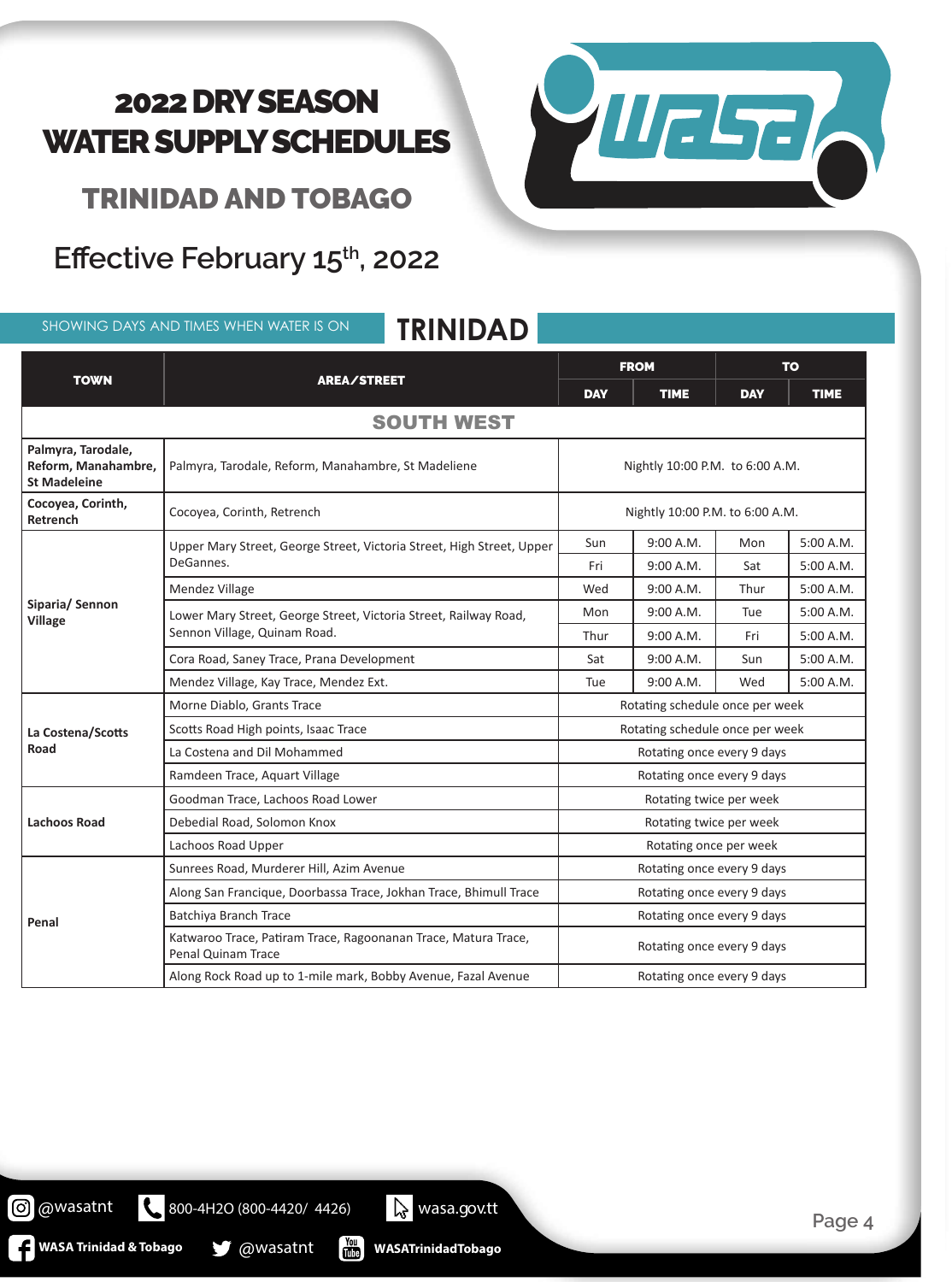# 2022 DRY SEASON WATER SUPPLY SCHEDULES

## TRINIDAD AND TOBAGO

## Effective February 15th, 2022

SHOWING DAYS AND TIMES WHEN WATER IS ON

## TRINIDAD

| TOWN | AREA/STREET | FROM | | TO | |
|---|---|---|---|---|---|
| | | DAY | TIME | DAY | TIME |
| **SOUTH WEST** | | | | | |
| **Palmyra, Tarodale, Reform, Manahambre, St Madeleine** | Palmyra, Tarodale, Reform, Manahambre, St Madeliene | Nightly 10:00 P.M. to 6:00 A.M. | | | |
| **Cocoyea, Corinth, Retrench** | Cocoyea, Corinth, Retrench | Nightly 10:00 P.M. to 6:00 A.M. | | | |
| **Siparia/ Sennon Village** | Upper Mary Street, George Street, Victoria Street, High Street, Upper DeGannes. | Sun | 9:00 A.M. | Mon | 5:00 A.M. |
| | | Fri | 9:00 A.M. | Sat | 5:00 A.M. |
| | Mendez Village | Wed | 9:00 A.M. | Thur | 5:00 A.M. |
| | Lower Mary Street, George Street, Victoria Street, Railway Road, Sennon Village, Quinam Road. | Mon | 9:00 A.M. | Tue | 5:00 A.M. |
| | | Thur | 9:00 A.M. | Fri | 5:00 A.M. |
| | Cora Road, Saney Trace, Prana Development | Sat | 9:00 A.M. | Sun | 5:00 A.M. |
| | Mendez Village, Kay Trace, Mendez Ext. | Tue | 9:00 A.M. | Wed | 5:00 A.M. |
| **La Costena/Scotts Road** | Morne Diablo, Grants Trace | Rotating schedule once per week | | | |
| | Scotts Road High points, Isaac Trace | Rotating schedule once per week | | | |
| | La Costena and Dil Mohammed | Rotating once every 9 days | | | |
| | Ramdeen Trace, Aquart Village | Rotating once every 9 days | | | |
| **Lachoos Road** | Goodman Trace, Lachoos Road Lower | Rotating twice per week | | | |
| | Debedial Road, Solomon Knox | Rotating twice per week | | | |
| | Lachoos Road Upper | Rotating once per week | | | |
| **Penal** | Sunrees Road, Murderer Hill, Azim Avenue | Rotating once every 9 days | | | |
| | Along San Francique, Doorbassa Trace, Jokhan Trace, Bhimull Trace | Rotating once every 9 days | | | |
| | Batchiya Branch Trace | Rotating once every 9 days | | | |
| | Katwaroo Trace, Patiram Trace, Ragoonanan Trace, Matura Trace, Penal Quinam Trace | Rotating once every 9 days | | | |
| | Along Rock Road up to 1-mile mark, Bobby Avenue, Fazal Avenue | Rotating once every 9 days | | | |

@wasatnt | 800-4H2O (800-4420/ 4426) | wasa.gov.tt

WASA Trinidad & Tobago | @wasatnt | WASATrinidadTobago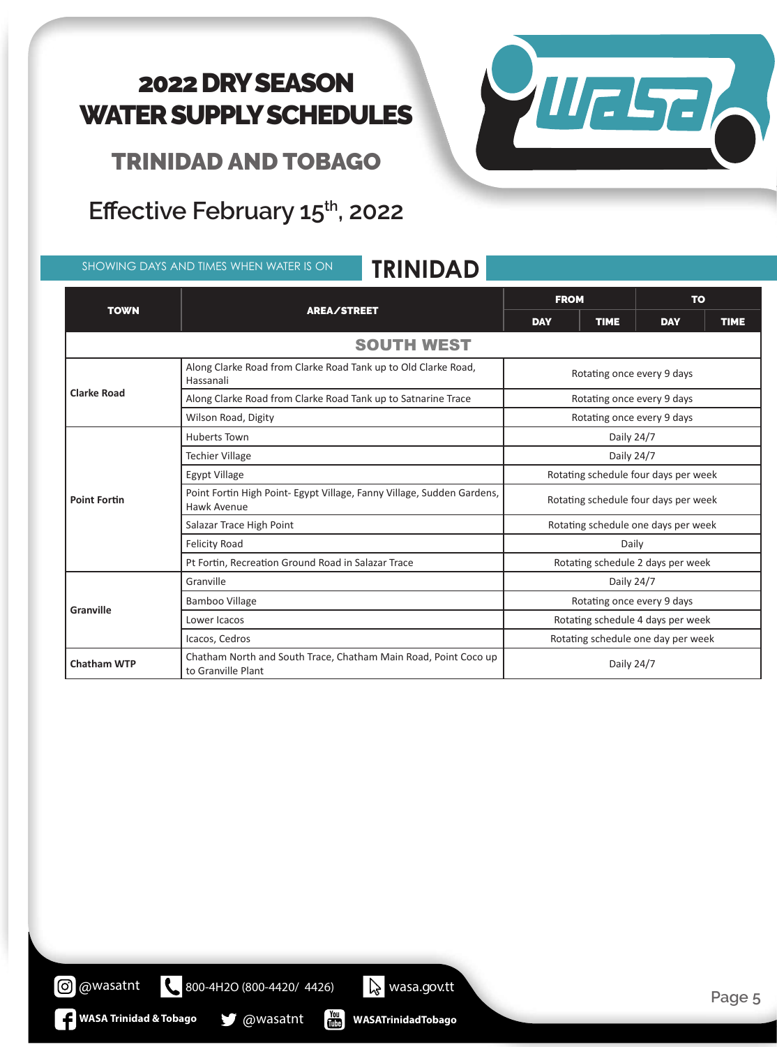# 2022 DRY SEASON WATER SUPPLY SCHEDULES

## TRINIDAD AND TOBAGO

## Effective February 15th, 2022

SHOWING DAYS AND TIMES WHEN WATER IS ON **TRINIDAD**

| TOWN | AREA/STREET | FROM | | TO | |
|---|---|---|---|---|---|
| | | DAY | TIME | DAY | TIME |
| | **SOUTH WEST** | | | | |
| **Clarke Road** | Along Clarke Road from Clarke Road Tank up to Old Clarke Road, Hassanali | Rotating once every 9 days | | | |
| | Along Clarke Road from Clarke Road Tank up to Satnarine Trace | Rotating once every 9 days | | | |
| | Wilson Road, Digity | Rotating once every 9 days | | | |
| **Point Fortin** | Huberts Town | Daily 24/7 | | | |
| | Techier Village | Daily 24/7 | | | |
| | Egypt Village | Rotating schedule four days per week | | | |
| | Point Fortin High Point- Egypt Village, Fanny Village, Sudden Gardens, Hawk Avenue | Rotating schedule four days per week | | | |
| | Salazar Trace High Point | Rotating schedule one days per week | | | |
| | Felicity Road | Daily | | | |
| | Pt Fortin, Recreation Ground Road in Salazar Trace | Rotating schedule 2 days per week | | | |
| **Granville** | Granville | Daily 24/7 | | | |
| | Bamboo Village | Rotating once every 9 days | | | |
| | Lower Icacos | Rotating schedule 4 days per week | | | |
| | Icacos, Cedros | Rotating schedule one day per week | | | |
| **Chatham WTP** | Chatham North and South Trace, Chatham Main Road, Point Coco up to Granville Plant | Daily 24/7 | | | |

@wasatnt | 800-4H2O (800-4420/ 4426) | wasa.gov.tt

WASA Trinidad & Tobago | @wasatnt | WASATrinidadTobago